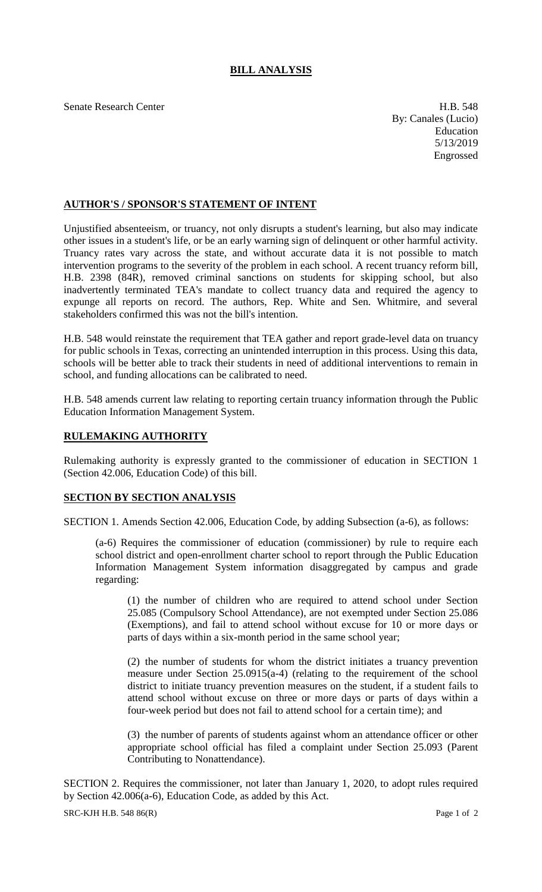# BILL ANALYSIS

Senate Research Center

H.B. 548
By: Canales (Lucio)
Education
5/13/2019
Engrossed

## AUTHOR'S / SPONSOR'S STATEMENT OF INTENT

Unjustified absenteeism, or truancy, not only disrupts a student's learning, but also may indicate other issues in a student's life, or be an early warning sign of delinquent or other harmful activity. Truancy rates vary across the state, and without accurate data it is not possible to match intervention programs to the severity of the problem in each school. A recent truancy reform bill, H.B. 2398 (84R), removed criminal sanctions on students for skipping school, but also inadvertently terminated TEA's mandate to collect truancy data and required the agency to expunge all reports on record. The authors, Rep. White and Sen. Whitmire, and several stakeholders confirmed this was not the bill's intention.

H.B. 548 would reinstate the requirement that TEA gather and report grade-level data on truancy for public schools in Texas, correcting an unintended interruption in this process. Using this data, schools will be better able to track their students in need of additional interventions to remain in school, and funding allocations can be calibrated to need.

H.B. 548 amends current law relating to reporting certain truancy information through the Public Education Information Management System.

## RULEMAKING AUTHORITY

Rulemaking authority is expressly granted to the commissioner of education in SECTION 1 (Section 42.006, Education Code) of this bill.

## SECTION BY SECTION ANALYSIS

SECTION 1. Amends Section 42.006, Education Code, by adding Subsection (a-6), as follows:

(a-6) Requires the commissioner of education (commissioner) by rule to require each school district and open-enrollment charter school to report through the Public Education Information Management System information disaggregated by campus and grade regarding:

(1) the number of children who are required to attend school under Section 25.085 (Compulsory School Attendance), are not exempted under Section 25.086 (Exemptions), and fail to attend school without excuse for 10 or more days or parts of days within a six-month period in the same school year;

(2) the number of students for whom the district initiates a truancy prevention measure under Section 25.0915(a-4) (relating to the requirement of the school district to initiate truancy prevention measures on the student, if a student fails to attend school without excuse on three or more days or parts of days within a four-week period but does not fail to attend school for a certain time); and

(3) the number of parents of students against whom an attendance officer or other appropriate school official has filed a complaint under Section 25.093 (Parent Contributing to Nonattendance).

SECTION 2. Requires the commissioner, not later than January 1, 2020, to adopt rules required by Section 42.006(a-6), Education Code, as added by this Act.

SRC-KJH H.B. 548 86(R)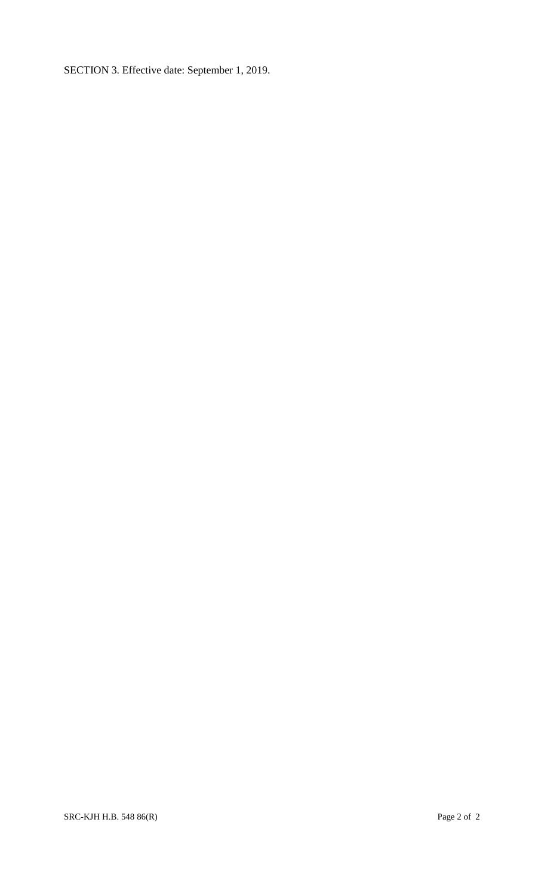SECTION 3. Effective date: September 1, 2019.